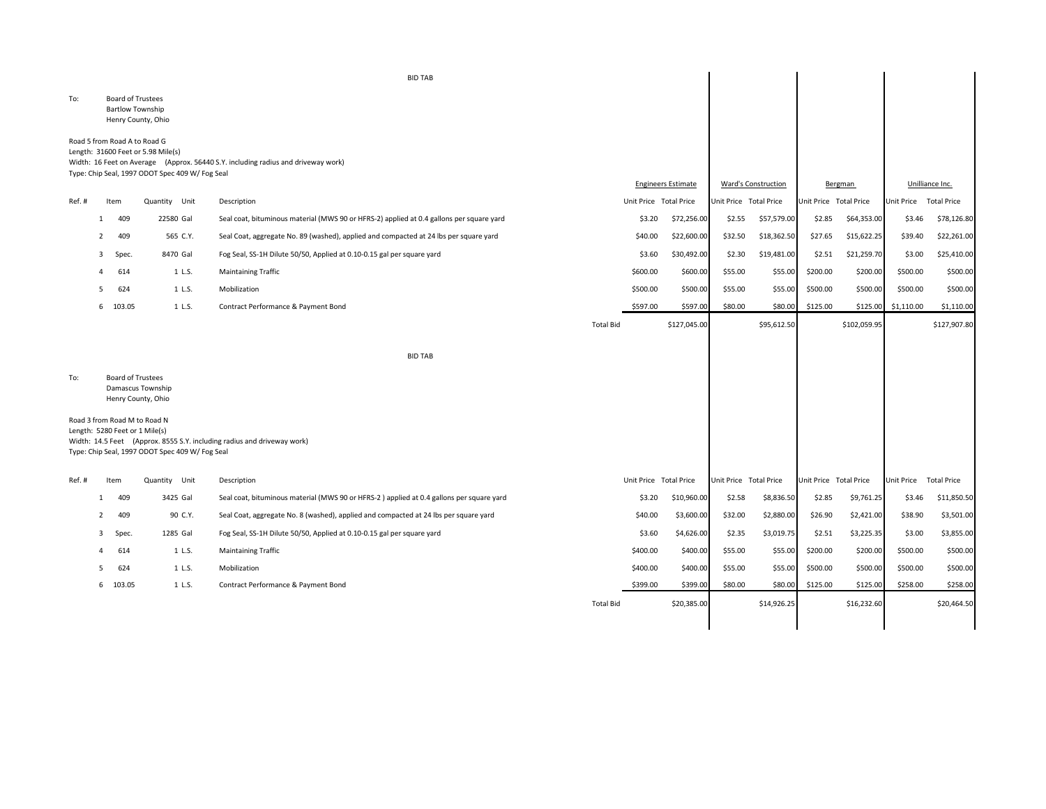BID TAB

To: Board of Trustees
Bartlow Township
Henry County, Ohio

Road 5 from Road A to Road G
Length: 31600 Feet or 5.98 Mile(s)
Width: 16 Feet on Average (Approx. 56440 S.Y. including radius and driveway work)
Type: Chip Seal, 1997 ODOT Spec 409 W/ Fog Seal

| Ref. # | Item | Quantity | Unit | Description | Engineers Estimate Unit Price | Engineers Estimate Total Price | Ward's Construction Unit Price | Ward's Construction Total Price | Bergman Unit Price | Bergman Total Price | Unilliance Inc. Unit Price | Unilliance Inc. Total Price |
|---|---|---|---|---|---|---|---|---|---|---|---|---|
| 1 | 409 | 22580 | Gal | Seal coat, bituminous material (MWS 90 or HFRS-2) applied at 0.4 gallons per square yard | $3.20 | $72,256.00 | $2.55 | $57,579.00 | $2.85 | $64,353.00 | $3.46 | $78,126.80 |
| 2 | 409 | 565 | C.Y. | Seal Coat, aggregate No. 89 (washed), applied and compacted at 24 lbs per square yard | $40.00 | $22,600.00 | $32.50 | $18,362.50 | $27.65 | $15,622.25 | $39.40 | $22,261.00 |
| 3 | Spec. | 8470 | Gal | Fog Seal, SS-1H Dilute 50/50, Applied at 0.10-0.15 gal per square yard | $3.60 | $30,492.00 | $2.30 | $19,481.00 | $2.51 | $21,259.70 | $3.00 | $25,410.00 |
| 4 | 614 | 1 | L.S. | Maintaining Traffic | $600.00 | $600.00 | $55.00 | $55.00 | $200.00 | $200.00 | $500.00 | $500.00 |
| 5 | 624 | 1 | L.S. | Mobilization | $500.00 | $500.00 | $55.00 | $55.00 | $500.00 | $500.00 | $500.00 | $500.00 |
| 6 | 103.05 | 1 | L.S. | Contract Performance & Payment Bond | $597.00 | $597.00 | $80.00 | $80.00 | $125.00 | $125.00 | $1,110.00 | $1,110.00 |
| | | | | Total Bid | | $127,045.00 | | $95,612.50 | | $102,059.95 | | $127,907.80 |

BID TAB

To: Board of Trustees
Damascus Township
Henry County, Ohio

Road 3 from Road M to Road N
Length: 5280 Feet or 1 Mile(s)
Width: 14.5 Feet (Approx. 8555 S.Y. including radius and driveway work)
Type: Chip Seal, 1997 ODOT Spec 409 W/ Fog Seal

| Ref. # | Item | Quantity | Unit | Description | Engineers Estimate Unit Price | Engineers Estimate Total Price | Ward's Construction Unit Price | Ward's Construction Total Price | Bergman Unit Price | Bergman Total Price | Unilliance Inc. Unit Price | Unilliance Inc. Total Price |
|---|---|---|---|---|---|---|---|---|---|---|---|---|
| 1 | 409 | 3425 | Gal | Seal coat, bituminous material (MWS 90 or HFRS-2 ) applied at 0.4 gallons per square yard | $3.20 | $10,960.00 | $2.58 | $8,836.50 | $2.85 | $9,761.25 | $3.46 | $11,850.50 |
| 2 | 409 | 90 | C.Y. | Seal Coat, aggregate No. 8 (washed), applied and compacted at 24 lbs per square yard | $40.00 | $3,600.00 | $32.00 | $2,880.00 | $26.90 | $2,421.00 | $38.90 | $3,501.00 |
| 3 | Spec. | 1285 | Gal | Fog Seal, SS-1H Dilute 50/50, Applied at 0.10-0.15 gal per square yard | $3.60 | $4,626.00 | $2.35 | $3,019.75 | $2.51 | $3,225.35 | $3.00 | $3,855.00 |
| 4 | 614 | 1 | L.S. | Maintaining Traffic | $400.00 | $400.00 | $55.00 | $55.00 | $200.00 | $200.00 | $500.00 | $500.00 |
| 5 | 624 | 1 | L.S. | Mobilization | $400.00 | $400.00 | $55.00 | $55.00 | $500.00 | $500.00 | $500.00 | $500.00 |
| 6 | 103.05 | 1 | L.S. | Contract Performance & Payment Bond | $399.00 | $399.00 | $80.00 | $80.00 | $125.00 | $125.00 | $258.00 | $258.00 |
| | | | | Total Bid | | $20,385.00 | | $14,926.25 | | $16,232.60 | | $20,464.50 |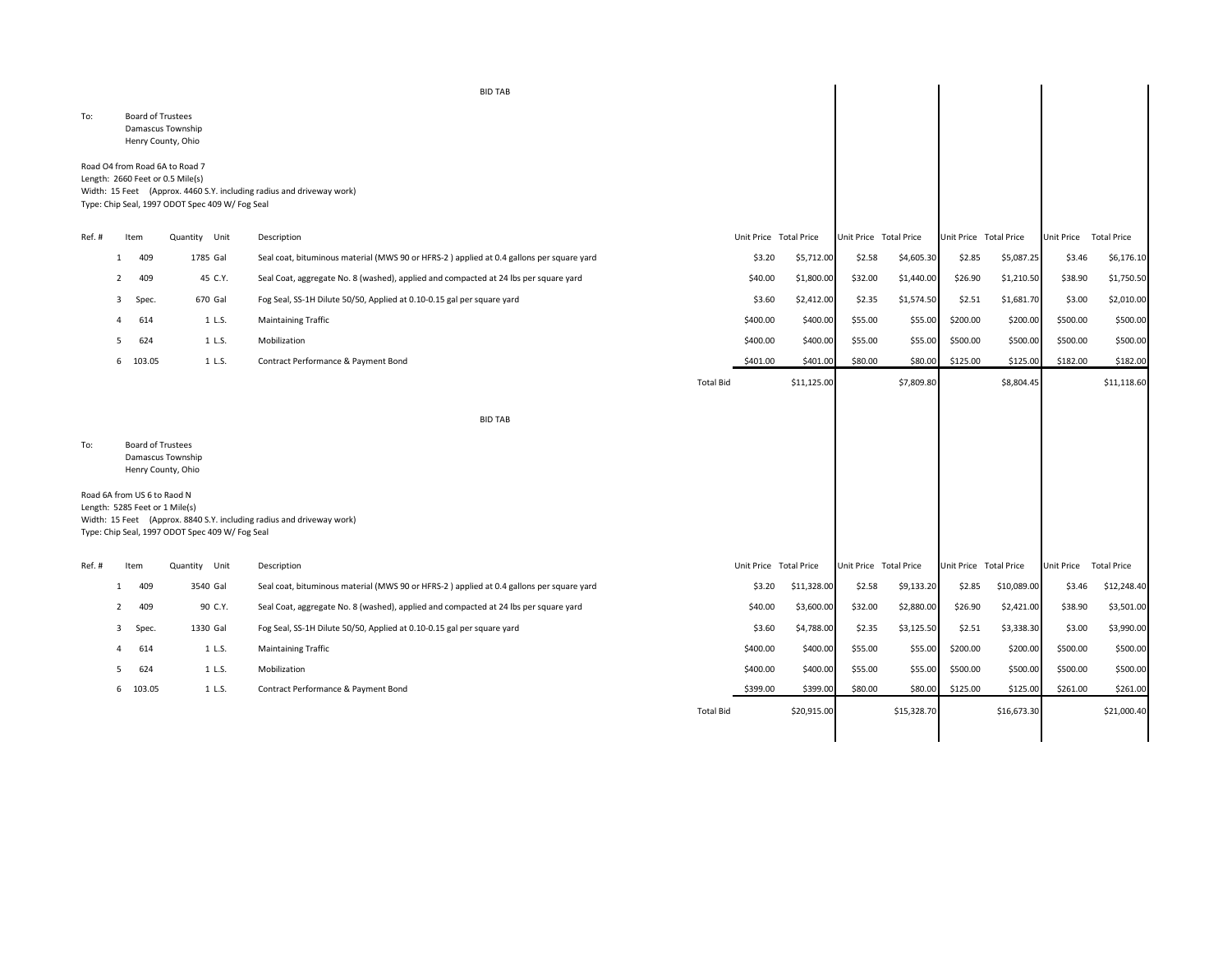BID TAB

To: Board of Trustees
Damascus Township
Henry County, Ohio

Road O4 from Road 6A to Road 7
Length: 2660 Feet or 0.5 Mile(s)
Width: 15 Feet (Approx. 4460 S.Y. including radius and driveway work)
Type: Chip Seal, 1997 ODOT Spec 409 W/ Fog Seal

| Ref. # | Item | Quantity | Unit | Description | | Unit Price | Total Price | Unit Price | Total Price | Unit Price | Total Price | Unit Price | Total Price |
|---|---|---|---|---|---|---|---|---|---|---|---|---|---|
| 1 | 409 | 1785 | Gal | Seal coat, bituminous material (MWS 90 or HFRS-2 ) applied at 0.4 gallons per square yard | | $3.20 | $5,712.00 | $2.58 | $4,605.30 | $2.85 | $5,087.25 | $3.46 | $6,176.10 |
| 2 | 409 | 45 | C.Y. | Seal Coat, aggregate No. 8 (washed), applied and compacted at 24 lbs per square yard | | $40.00 | $1,800.00 | $32.00 | $1,440.00 | $26.90 | $1,210.50 | $38.90 | $1,750.50 |
| 3 | Spec. | 670 | Gal | Fog Seal, SS-1H Dilute 50/50, Applied at 0.10-0.15 gal per square yard | | $3.60 | $2,412.00 | $2.35 | $1,574.50 | $2.51 | $1,681.70 | $3.00 | $2,010.00 |
| 4 | 614 | 1 | L.S. | Maintaining Traffic | | $400.00 | $400.00 | $55.00 | $55.00 | $200.00 | $200.00 | $500.00 | $500.00 |
| 5 | 624 | 1 | L.S. | Mobilization | | $400.00 | $400.00 | $55.00 | $55.00 | $500.00 | $500.00 | $500.00 | $500.00 |
| 6 | 103.05 | 1 | L.S. | Contract Performance & Payment Bond | | $401.00 | $401.00 | $80.00 | $80.00 | $125.00 | $125.00 | $182.00 | $182.00 |
| | | | | | Total Bid | | $11,125.00 | | $7,809.80 | | $8,804.45 | | $11,118.60 |

BID TAB

To: Board of Trustees
Damascus Township
Henry County, Ohio

Road 6A from US 6 to Raod N
Length: 5285 Feet or 1 Mile(s)
Width: 15 Feet (Approx. 8840 S.Y. including radius and driveway work)
Type: Chip Seal, 1997 ODOT Spec 409 W/ Fog Seal

| Ref. # | Item | Quantity | Unit | Description | | Unit Price | Total Price | Unit Price | Total Price | Unit Price | Total Price | Unit Price | Total Price |
|---|---|---|---|---|---|---|---|---|---|---|---|---|---|
| 1 | 409 | 3540 | Gal | Seal coat, bituminous material (MWS 90 or HFRS-2 ) applied at 0.4 gallons per square yard | | $3.20 | $11,328.00 | $2.58 | $9,133.20 | $2.85 | $10,089.00 | $3.46 | $12,248.40 |
| 2 | 409 | 90 | C.Y. | Seal Coat, aggregate No. 8 (washed), applied and compacted at 24 lbs per square yard | | $40.00 | $3,600.00 | $32.00 | $2,880.00 | $26.90 | $2,421.00 | $38.90 | $3,501.00 |
| 3 | Spec. | 1330 | Gal | Fog Seal, SS-1H Dilute 50/50, Applied at 0.10-0.15 gal per square yard | | $3.60 | $4,788.00 | $2.35 | $3,125.50 | $2.51 | $3,338.30 | $3.00 | $3,990.00 |
| 4 | 614 | 1 | L.S. | Maintaining Traffic | | $400.00 | $400.00 | $55.00 | $55.00 | $200.00 | $200.00 | $500.00 | $500.00 |
| 5 | 624 | 1 | L.S. | Mobilization | | $400.00 | $400.00 | $55.00 | $55.00 | $500.00 | $500.00 | $500.00 | $500.00 |
| 6 | 103.05 | 1 | L.S. | Contract Performance & Payment Bond | | $399.00 | $399.00 | $80.00 | $80.00 | $125.00 | $125.00 | $261.00 | $261.00 |
| | | | | | Total Bid | | $20,915.00 | | $15,328.70 | | $16,673.30 | | $21,000.40 |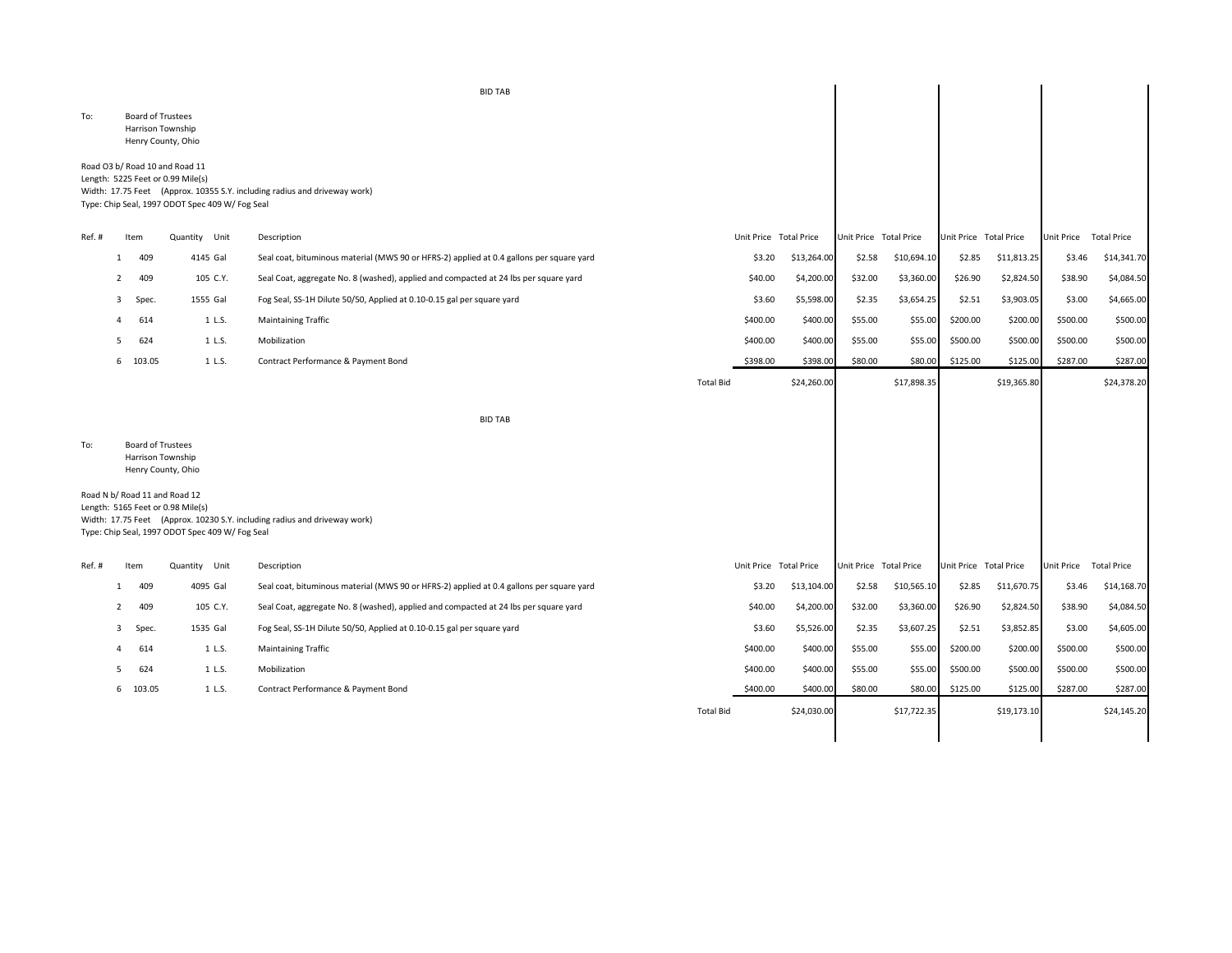BID TAB

To: Board of Trustees
Harrison Township
Henry County, Ohio

Road O3 b/ Road 10 and Road 11
Length: 5225 Feet or 0.99 Mile(s)
Width: 17.75 Feet (Approx. 10355 S.Y. including radius and driveway work)
Type: Chip Seal, 1997 ODOT Spec 409 W/ Fog Seal

| Ref. # | Item | Quantity | Unit | Description | | Unit Price | Total Price | Unit Price | Total Price | Unit Price | Total Price | Unit Price | Total Price |
|---|---|---|---|---|---|---|---|---|---|---|---|---|---|
| 1 | 409 | 4145 | Gal | Seal coat, bituminous material (MWS 90 or HFRS-2) applied at 0.4 gallons per square yard | | $3.20 | $13,264.00 | $2.58 | $10,694.10 | $2.85 | $11,813.25 | $3.46 | $14,341.70 |
| 2 | 409 | 105 | C.Y. | Seal Coat, aggregate No. 8 (washed), applied and compacted at 24 lbs per square yard | | $40.00 | $4,200.00 | $32.00 | $3,360.00 | $26.90 | $2,824.50 | $38.90 | $4,084.50 |
| 3 | Spec. | 1555 | Gal | Fog Seal, SS-1H Dilute 50/50, Applied at 0.10-0.15 gal per square yard | | $3.60 | $5,598.00 | $2.35 | $3,654.25 | $2.51 | $3,903.05 | $3.00 | $4,665.00 |
| 4 | 614 | 1 | L.S. | Maintaining Traffic | | $400.00 | $400.00 | $55.00 | $55.00 | $200.00 | $200.00 | $500.00 | $500.00 |
| 5 | 624 | 1 | L.S. | Mobilization | | $400.00 | $400.00 | $55.00 | $55.00 | $500.00 | $500.00 | $500.00 | $500.00 |
| 6 | 103.05 | 1 | L.S. | Contract Performance & Payment Bond | | $398.00 | $398.00 | $80.00 | $80.00 | $125.00 | $125.00 | $287.00 | $287.00 |
| | | | | | Total Bid | | $24,260.00 | | $17,898.35 | | $19,365.80 | | $24,378.20 |

BID TAB

To: Board of Trustees
Harrison Township
Henry County, Ohio

Road N b/ Road 11 and Road 12
Length: 5165 Feet or 0.98 Mile(s)
Width: 17.75 Feet (Approx. 10230 S.Y. including radius and driveway work)
Type: Chip Seal, 1997 ODOT Spec 409 W/ Fog Seal

| Ref. # | Item | Quantity | Unit | Description | | Unit Price | Total Price | Unit Price | Total Price | Unit Price | Total Price | Unit Price | Total Price |
|---|---|---|---|---|---|---|---|---|---|---|---|---|---|
| 1 | 409 | 4095 | Gal | Seal coat, bituminous material (MWS 90 or HFRS-2) applied at 0.4 gallons per square yard | | $3.20 | $13,104.00 | $2.58 | $10,565.10 | $2.85 | $11,670.75 | $3.46 | $14,168.70 |
| 2 | 409 | 105 | C.Y. | Seal Coat, aggregate No. 8 (washed), applied and compacted at 24 lbs per square yard | | $40.00 | $4,200.00 | $32.00 | $3,360.00 | $26.90 | $2,824.50 | $38.90 | $4,084.50 |
| 3 | Spec. | 1535 | Gal | Fog Seal, SS-1H Dilute 50/50, Applied at 0.10-0.15 gal per square yard | | $3.60 | $5,526.00 | $2.35 | $3,607.25 | $2.51 | $3,852.85 | $3.00 | $4,605.00 |
| 4 | 614 | 1 | L.S. | Maintaining Traffic | | $400.00 | $400.00 | $55.00 | $55.00 | $200.00 | $200.00 | $500.00 | $500.00 |
| 5 | 624 | 1 | L.S. | Mobilization | | $400.00 | $400.00 | $55.00 | $55.00 | $500.00 | $500.00 | $500.00 | $500.00 |
| 6 | 103.05 | 1 | L.S. | Contract Performance & Payment Bond | | $400.00 | $400.00 | $80.00 | $80.00 | $125.00 | $125.00 | $287.00 | $287.00 |
| | | | | | Total Bid | | $24,030.00 | | $17,722.35 | | $19,173.10 | | $24,145.20 |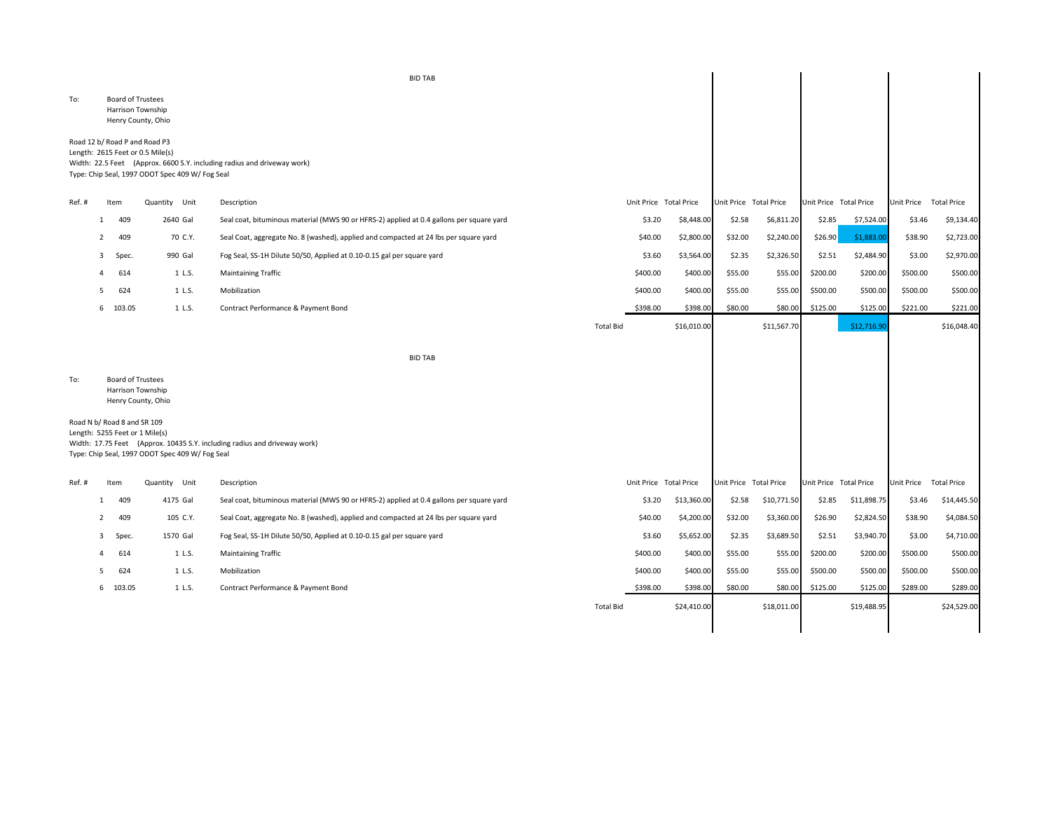BID TAB

To: Board of Trustees
Harrison Township
Henry County, Ohio

Road 12 b/ Road P and Road P3
Length: 2615 Feet or 0.5 Mile(s)
Width: 22.5 Feet (Approx. 6600 S.Y. including radius and driveway work)
Type: Chip Seal, 1997 ODOT Spec 409 W/ Fog Seal

| Ref. # | Item | Quantity | Unit | Description | | Unit Price | Total Price | Unit Price | Total Price | Unit Price | Total Price | Unit Price | Total Price |
|---|---|---|---|---|---|---|---|---|---|---|---|---|---|
| 1 | 409 | 2640 | Gal | Seal coat, bituminous material (MWS 90 or HFRS-2) applied at 0.4 gallons per square yard | | $3.20 | $8,448.00 | $2.58 | $6,811.20 | $2.85 | $7,524.00 | $3.46 | $9,134.40 |
| 2 | 409 | 70 | C.Y. | Seal Coat, aggregate No. 8 (washed), applied and compacted at 24 lbs per square yard | | $40.00 | $2,800.00 | $32.00 | $2,240.00 | $26.90 | $1,883.00 | $38.90 | $2,723.00 |
| 3 | Spec. | 990 | Gal | Fog Seal, SS-1H Dilute 50/50, Applied at 0.10-0.15 gal per square yard | | $3.60 | $3,564.00 | $2.35 | $2,326.50 | $2.51 | $2,484.90 | $3.00 | $2,970.00 |
| 4 | 614 | 1 | L.S. | Maintaining Traffic | | $400.00 | $400.00 | $55.00 | $55.00 | $200.00 | $200.00 | $500.00 | $500.00 |
| 5 | 624 | 1 | L.S. | Mobilization | | $400.00 | $400.00 | $55.00 | $55.00 | $500.00 | $500.00 | $500.00 | $500.00 |
| 6 | 103.05 | 1 | L.S. | Contract Performance & Payment Bond | | $398.00 | $398.00 | $80.00 | $80.00 | $125.00 | $125.00 | $221.00 | $221.00 |
| | | | | | Total Bid | | $16,010.00 | | $11,567.70 | | $12,716.90 | | $16,048.40 |

BID TAB

To: Board of Trustees
Harrison Township
Henry County, Ohio

Road N b/ Road 8 and SR 109
Length: 5255 Feet or 1 Mile(s)
Width: 17.75 Feet (Approx. 10435 S.Y. including radius and driveway work)
Type: Chip Seal, 1997 ODOT Spec 409 W/ Fog Seal

| Ref. # | Item | Quantity | Unit | Description | | Unit Price | Total Price | Unit Price | Total Price | Unit Price | Total Price | Unit Price | Total Price |
|---|---|---|---|---|---|---|---|---|---|---|---|---|---|
| 1 | 409 | 4175 | Gal | Seal coat, bituminous material (MWS 90 or HFRS-2) applied at 0.4 gallons per square yard | | $3.20 | $13,360.00 | $2.58 | $10,771.50 | $2.85 | $11,898.75 | $3.46 | $14,445.50 |
| 2 | 409 | 105 | C.Y. | Seal Coat, aggregate No. 8 (washed), applied and compacted at 24 lbs per square yard | | $40.00 | $4,200.00 | $32.00 | $3,360.00 | $26.90 | $2,824.50 | $38.90 | $4,084.50 |
| 3 | Spec. | 1570 | Gal | Fog Seal, SS-1H Dilute 50/50, Applied at 0.10-0.15 gal per square yard | | $3.60 | $5,652.00 | $2.35 | $3,689.50 | $2.51 | $3,940.70 | $3.00 | $4,710.00 |
| 4 | 614 | 1 | L.S. | Maintaining Traffic | | $400.00 | $400.00 | $55.00 | $55.00 | $200.00 | $200.00 | $500.00 | $500.00 |
| 5 | 624 | 1 | L.S. | Mobilization | | $400.00 | $400.00 | $55.00 | $55.00 | $500.00 | $500.00 | $500.00 | $500.00 |
| 6 | 103.05 | 1 | L.S. | Contract Performance & Payment Bond | | $398.00 | $398.00 | $80.00 | $80.00 | $125.00 | $125.00 | $289.00 | $289.00 |
| | | | | | Total Bid | | $24,410.00 | | $18,011.00 | | $19,488.95 | | $24,529.00 |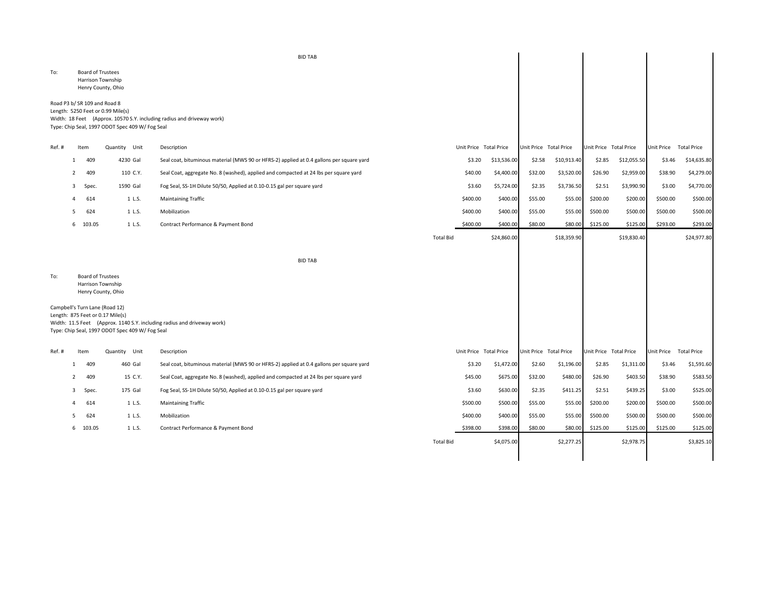BID TAB

To: Board of Trustees
Harrison Township
Henry County, Ohio

Road P3 b/ SR 109 and Road 8
Length: 5250 Feet or 0.99 Mile(s)
Width: 18 Feet (Approx. 10570 S.Y. including radius and driveway work)
Type: Chip Seal, 1997 ODOT Spec 409 W/ Fog Seal

| Ref. # | Item | Quantity | Unit | Description | | Unit Price | Total Price | Unit Price | Total Price | Unit Price | Total Price | Unit Price | Total Price |
|---|---|---|---|---|---|---|---|---|---|---|---|---|---|
| 1 | 409 | 4230 | Gal | Seal coat, bituminous material (MWS 90 or HFRS-2) applied at 0.4 gallons per square yard | | $3.20 | $13,536.00 | $2.58 | $10,913.40 | $2.85 | $12,055.50 | $3.46 | $14,635.80 |
| 2 | 409 | 110 | C.Y. | Seal Coat, aggregate No. 8 (washed), applied and compacted at 24 lbs per square yard | | $40.00 | $4,400.00 | $32.00 | $3,520.00 | $26.90 | $2,959.00 | $38.90 | $4,279.00 |
| 3 | Spec. | 1590 | Gal | Fog Seal, SS-1H Dilute 50/50, Applied at 0.10-0.15 gal per square yard | | $3.60 | $5,724.00 | $2.35 | $3,736.50 | $2.51 | $3,990.90 | $3.00 | $4,770.00 |
| 4 | 614 | 1 | L.S. | Maintaining Traffic | | $400.00 | $400.00 | $55.00 | $55.00 | $200.00 | $200.00 | $500.00 | $500.00 |
| 5 | 624 | 1 | L.S. | Mobilization | | $400.00 | $400.00 | $55.00 | $55.00 | $500.00 | $500.00 | $500.00 | $500.00 |
| 6 | 103.05 | 1 | L.S. | Contract Performance & Payment Bond | | $400.00 | $400.00 | $80.00 | $80.00 | $125.00 | $125.00 | $293.00 | $293.00 |
| | | | | | Total Bid | | $24,860.00 | | $18,359.90 | | $19,830.40 | | $24,977.80 |

BID TAB

To: Board of Trustees
Harrison Township
Henry County, Ohio

Campbell's Turn Lane (Road 12)
Length: 875 Feet or 0.17 Mile(s)
Width: 11.5 Feet (Approx. 1140 S.Y. including radius and driveway work)
Type: Chip Seal, 1997 ODOT Spec 409 W/ Fog Seal

| Ref. # | Item | Quantity | Unit | Description | | Unit Price | Total Price | Unit Price | Total Price | Unit Price | Total Price | Unit Price | Total Price |
|---|---|---|---|---|---|---|---|---|---|---|---|---|---|
| 1 | 409 | 460 | Gal | Seal coat, bituminous material (MWS 90 or HFRS-2) applied at 0.4 gallons per square yard | | $3.20 | $1,472.00 | $2.60 | $1,196.00 | $2.85 | $1,311.00 | $3.46 | $1,591.60 |
| 2 | 409 | 15 | C.Y. | Seal Coat, aggregate No. 8 (washed), applied and compacted at 24 lbs per square yard | | $45.00 | $675.00 | $32.00 | $480.00 | $26.90 | $403.50 | $38.90 | $583.50 |
| 3 | Spec. | 175 | Gal | Fog Seal, SS-1H Dilute 50/50, Applied at 0.10-0.15 gal per square yard | | $3.60 | $630.00 | $2.35 | $411.25 | $2.51 | $439.25 | $3.00 | $525.00 |
| 4 | 614 | 1 | L.S. | Maintaining Traffic | | $500.00 | $500.00 | $55.00 | $55.00 | $200.00 | $200.00 | $500.00 | $500.00 |
| 5 | 624 | 1 | L.S. | Mobilization | | $400.00 | $400.00 | $55.00 | $55.00 | $500.00 | $500.00 | $500.00 | $500.00 |
| 6 | 103.05 | 1 | L.S. | Contract Performance & Payment Bond | | $398.00 | $398.00 | $80.00 | $80.00 | $125.00 | $125.00 | $125.00 | $125.00 |
| | | | | | Total Bid | | $4,075.00 | | $2,277.25 | | $2,978.75 | | $3,825.10 |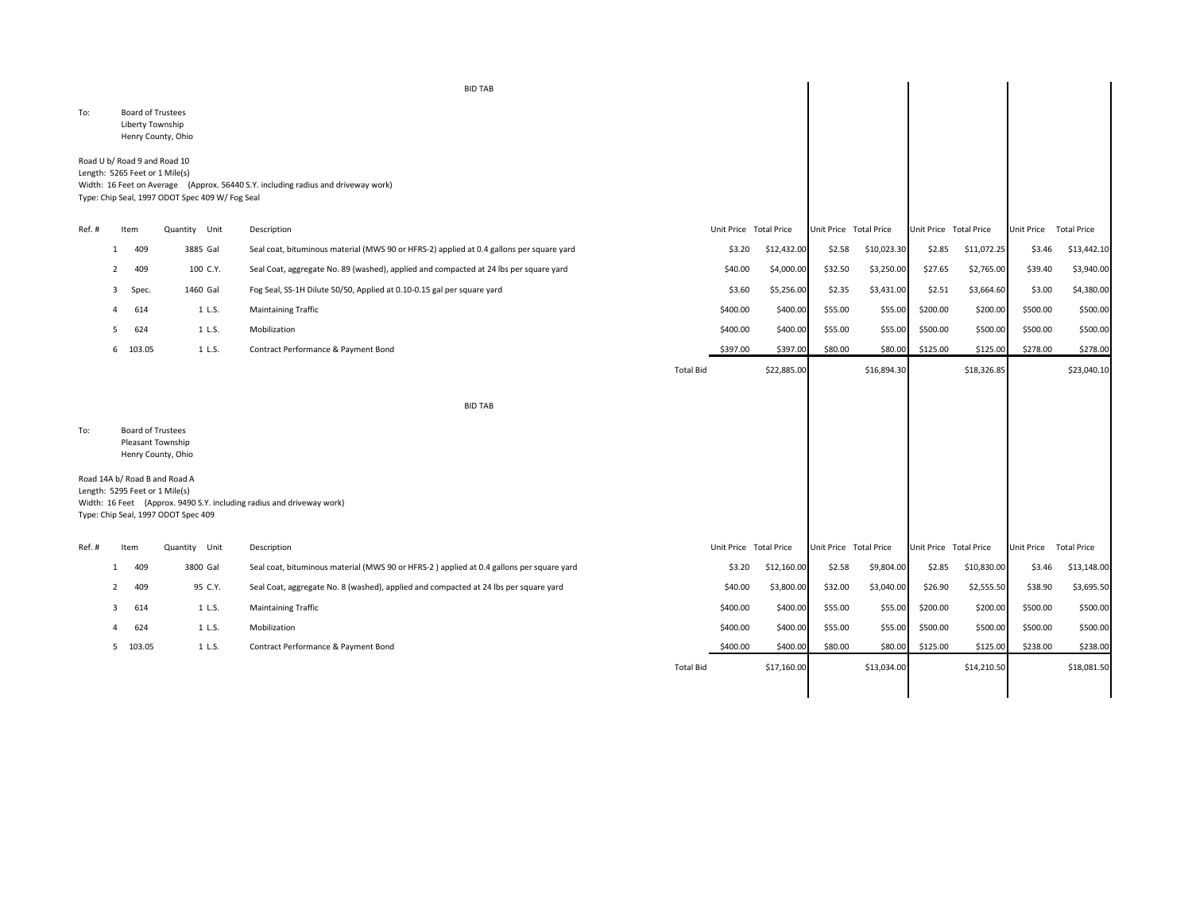BID TAB

To: Board of Trustees
Liberty Township
Henry County, Ohio

Road U b/ Road 9 and Road 10
Length: 5265 Feet or 1 Mile(s)
Width: 16 Feet on Average (Approx. 56440 S.Y. including radius and driveway work)
Type: Chip Seal, 1997 ODOT Spec 409 W/ Fog Seal

| Ref. # | Item | Quantity | Unit | Description | | Unit Price | Total Price | Unit Price | Total Price | Unit Price | Total Price | Unit Price | Total Price |
|---|---|---|---|---|---|---|---|---|---|---|---|---|---|
| 1 | 409 | 3885 | Gal | Seal coat, bituminous material (MWS 90 or HFRS-2) applied at 0.4 gallons per square yard | | $3.20 | $12,432.00 | $2.58 | $10,023.30 | $2.85 | $11,072.25 | $3.46 | $13,442.10 |
| 2 | 409 | 100 | C.Y. | Seal Coat, aggregate No. 89 (washed), applied and compacted at 24 lbs per square yard | | $40.00 | $4,000.00 | $32.50 | $3,250.00 | $27.65 | $2,765.00 | $39.40 | $3,940.00 |
| 3 | Spec. | 1460 | Gal | Fog Seal, SS-1H Dilute 50/50, Applied at 0.10-0.15 gal per square yard | | $3.60 | $5,256.00 | $2.35 | $3,431.00 | $2.51 | $3,664.60 | $3.00 | $4,380.00 |
| 4 | 614 | 1 | L.S. | Maintaining Traffic | | $400.00 | $400.00 | $55.00 | $55.00 | $200.00 | $200.00 | $500.00 | $500.00 |
| 5 | 624 | 1 | L.S. | Mobilization | | $400.00 | $400.00 | $55.00 | $55.00 | $500.00 | $500.00 | $500.00 | $500.00 |
| 6 | 103.05 | 1 | L.S. | Contract Performance & Payment Bond | | $397.00 | $397.00 | $80.00 | $80.00 | $125.00 | $125.00 | $278.00 | $278.00 |
| | | | | | Total Bid | | $22,885.00 | | $16,894.30 | | $18,326.85 | | $23,040.10 |

BID TAB

To: Board of Trustees
Pleasant Township
Henry County, Ohio

Road 14A b/ Road B and Road A
Length: 5295 Feet or 1 Mile(s)
Width: 16 Feet (Approx. 9490 S.Y. including radius and driveway work)
Type: Chip Seal, 1997 ODOT Spec 409

| Ref. # | Item | Quantity | Unit | Description | | Unit Price | Total Price | Unit Price | Total Price | Unit Price | Total Price | Unit Price | Total Price |
|---|---|---|---|---|---|---|---|---|---|---|---|---|---|
| 1 | 409 | 3800 | Gal | Seal coat, bituminous material (MWS 90 or HFRS-2 ) applied at 0.4 gallons per square yard | | $3.20 | $12,160.00 | $2.58 | $9,804.00 | $2.85 | $10,830.00 | $3.46 | $13,148.00 |
| 2 | 409 | 95 | C.Y. | Seal Coat, aggregate No. 8 (washed), applied and compacted at 24 lbs per square yard | | $40.00 | $3,800.00 | $32.00 | $3,040.00 | $26.90 | $2,555.50 | $38.90 | $3,695.50 |
| 3 | 614 | 1 | L.S. | Maintaining Traffic | | $400.00 | $400.00 | $55.00 | $55.00 | $200.00 | $200.00 | $500.00 | $500.00 |
| 4 | 624 | 1 | L.S. | Mobilization | | $400.00 | $400.00 | $55.00 | $55.00 | $500.00 | $500.00 | $500.00 | $500.00 |
| 5 | 103.05 | 1 | L.S. | Contract Performance & Payment Bond | | $400.00 | $400.00 | $80.00 | $80.00 | $125.00 | $125.00 | $238.00 | $238.00 |
| | | | | | Total Bid | | $17,160.00 | | $13,034.00 | | $14,210.50 | | $18,081.50 |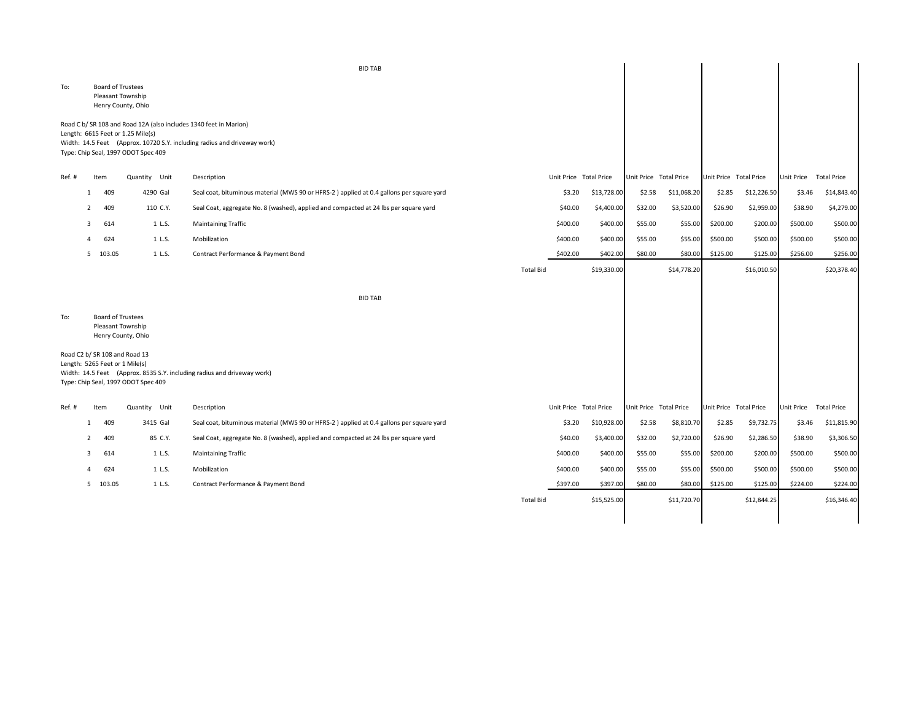BID TAB

To: Board of Trustees
Pleasant Township
Henry County, Ohio

Road C b/ SR 108 and Road 12A (also includes 1340 feet in Marion)
Length: 6615 Feet or 1.25 Mile(s)
Width: 14.5 Feet (Approx. 10720 S.Y. including radius and driveway work)
Type: Chip Seal, 1997 ODOT Spec 409

| Ref. # | Item | Quantity | Unit | Description | | Unit Price | Total Price | Unit Price | Total Price | Unit Price | Total Price | Unit Price | Total Price |
|---|---|---|---|---|---|---|---|---|---|---|---|---|---|
| 1 | 409 | 4290 | Gal | Seal coat, bituminous material (MWS 90 or HFRS-2 ) applied at 0.4 gallons per square yard | | $3.20 | $13,728.00 | $2.58 | $11,068.20 | $2.85 | $12,226.50 | $3.46 | $14,843.40 |
| 2 | 409 | 110 | C.Y. | Seal Coat, aggregate No. 8 (washed), applied and compacted at 24 lbs per square yard | | $40.00 | $4,400.00 | $32.00 | $3,520.00 | $26.90 | $2,959.00 | $38.90 | $4,279.00 |
| 3 | 614 | 1 | L.S. | Maintaining Traffic | | $400.00 | $400.00 | $55.00 | $55.00 | $200.00 | $200.00 | $500.00 | $500.00 |
| 4 | 624 | 1 | L.S. | Mobilization | | $400.00 | $400.00 | $55.00 | $55.00 | $500.00 | $500.00 | $500.00 | $500.00 |
| 5 | 103.05 | 1 | L.S. | Contract Performance & Payment Bond | | $402.00 | $402.00 | $80.00 | $80.00 | $125.00 | $125.00 | $256.00 | $256.00 |
| | | | | | Total Bid | | $19,330.00 | | $14,778.20 | | $16,010.50 | | $20,378.40 |

BID TAB

To: Board of Trustees
Pleasant Township
Henry County, Ohio

Road C2 b/ SR 108 and Road 13
Length: 5265 Feet or 1 Mile(s)
Width: 14.5 Feet (Approx. 8535 S.Y. including radius and driveway work)
Type: Chip Seal, 1997 ODOT Spec 409

| Ref. # | Item | Quantity | Unit | Description | | Unit Price | Total Price | Unit Price | Total Price | Unit Price | Total Price | Unit Price | Total Price |
|---|---|---|---|---|---|---|---|---|---|---|---|---|---|
| 1 | 409 | 3415 | Gal | Seal coat, bituminous material (MWS 90 or HFRS-2 ) applied at 0.4 gallons per square yard | | $3.20 | $10,928.00 | $2.58 | $8,810.70 | $2.85 | $9,732.75 | $3.46 | $11,815.90 |
| 2 | 409 | 85 | C.Y. | Seal Coat, aggregate No. 8 (washed), applied and compacted at 24 lbs per square yard | | $40.00 | $3,400.00 | $32.00 | $2,720.00 | $26.90 | $2,286.50 | $38.90 | $3,306.50 |
| 3 | 614 | 1 | L.S. | Maintaining Traffic | | $400.00 | $400.00 | $55.00 | $55.00 | $200.00 | $200.00 | $500.00 | $500.00 |
| 4 | 624 | 1 | L.S. | Mobilization | | $400.00 | $400.00 | $55.00 | $55.00 | $500.00 | $500.00 | $500.00 | $500.00 |
| 5 | 103.05 | 1 | L.S. | Contract Performance & Payment Bond | | $397.00 | $397.00 | $80.00 | $80.00 | $125.00 | $125.00 | $224.00 | $224.00 |
| | | | | | Total Bid | | $15,525.00 | | $11,720.70 | | $12,844.25 | | $16,346.40 |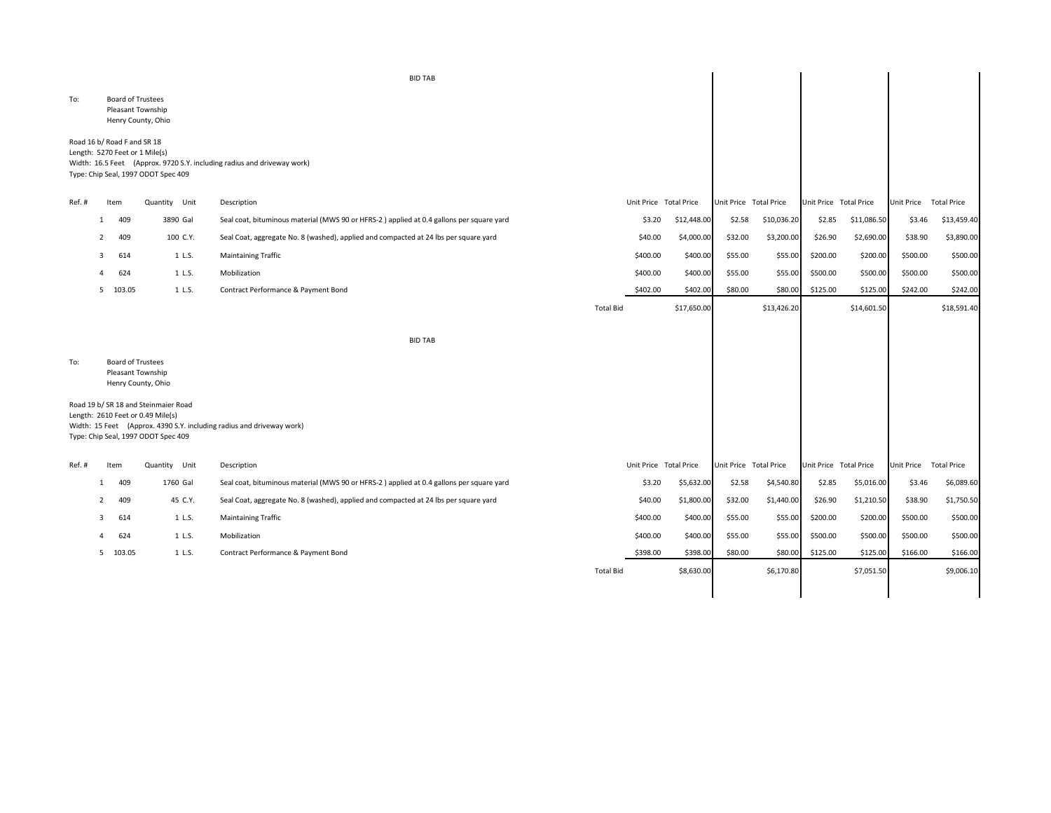BID TAB

To: Board of Trustees
Pleasant Township
Henry County, Ohio

Road 16 b/ Road F and SR 18
Length: 5270 Feet or 1 Mile(s)
Width: 16.5 Feet (Approx. 9720 S.Y. including radius and driveway work)
Type: Chip Seal, 1997 ODOT Spec 409

| Ref. # | Item | Quantity | Unit | Description | | Unit Price | Total Price | Unit Price | Total Price | Unit Price | Total Price | Unit Price | Total Price |
|---|---|---|---|---|---|---|---|---|---|---|---|---|---|
| 1 | 409 | 3890 | Gal | Seal coat, bituminous material (MWS 90 or HFRS-2 ) applied at 0.4 gallons per square yard | | $3.20 | $12,448.00 | $2.58 | $10,036.20 | $2.85 | $11,086.50 | $3.46 | $13,459.40 |
| 2 | 409 | 100 | C.Y. | Seal Coat, aggregate No. 8 (washed), applied and compacted at 24 lbs per square yard | | $40.00 | $4,000.00 | $32.00 | $3,200.00 | $26.90 | $2,690.00 | $38.90 | $3,890.00 |
| 3 | 614 | 1 | L.S. | Maintaining Traffic | | $400.00 | $400.00 | $55.00 | $55.00 | $200.00 | $200.00 | $500.00 | $500.00 |
| 4 | 624 | 1 | L.S. | Mobilization | | $400.00 | $400.00 | $55.00 | $55.00 | $500.00 | $500.00 | $500.00 | $500.00 |
| 5 | 103.05 | 1 | L.S. | Contract Performance & Payment Bond | | $402.00 | $402.00 | $80.00 | $80.00 | $125.00 | $125.00 | $242.00 | $242.00 |
| | | | | | Total Bid | | $17,650.00 | | $13,426.20 | | $14,601.50 | | $18,591.40 |

BID TAB

To: Board of Trustees
Pleasant Township
Henry County, Ohio

Road 19 b/ SR 18 and Steinmaier Road
Length: 2610 Feet or 0.49 Mile(s)
Width: 15 Feet (Approx. 4390 S.Y. including radius and driveway work)
Type: Chip Seal, 1997 ODOT Spec 409

| Ref. # | Item | Quantity | Unit | Description | | Unit Price | Total Price | Unit Price | Total Price | Unit Price | Total Price | Unit Price | Total Price |
|---|---|---|---|---|---|---|---|---|---|---|---|---|---|
| 1 | 409 | 1760 | Gal | Seal coat, bituminous material (MWS 90 or HFRS-2 ) applied at 0.4 gallons per square yard | | $3.20 | $5,632.00 | $2.58 | $4,540.80 | $2.85 | $5,016.00 | $3.46 | $6,089.60 |
| 2 | 409 | 45 | C.Y. | Seal Coat, aggregate No. 8 (washed), applied and compacted at 24 lbs per square yard | | $40.00 | $1,800.00 | $32.00 | $1,440.00 | $26.90 | $1,210.50 | $38.90 | $1,750.50 |
| 3 | 614 | 1 | L.S. | Maintaining Traffic | | $400.00 | $400.00 | $55.00 | $55.00 | $200.00 | $200.00 | $500.00 | $500.00 |
| 4 | 624 | 1 | L.S. | Mobilization | | $400.00 | $400.00 | $55.00 | $55.00 | $500.00 | $500.00 | $500.00 | $500.00 |
| 5 | 103.05 | 1 | L.S. | Contract Performance & Payment Bond | | $398.00 | $398.00 | $80.00 | $80.00 | $125.00 | $125.00 | $166.00 | $166.00 |
| | | | | | Total Bid | | $8,630.00 | | $6,170.80 | | $7,051.50 | | $9,006.10 |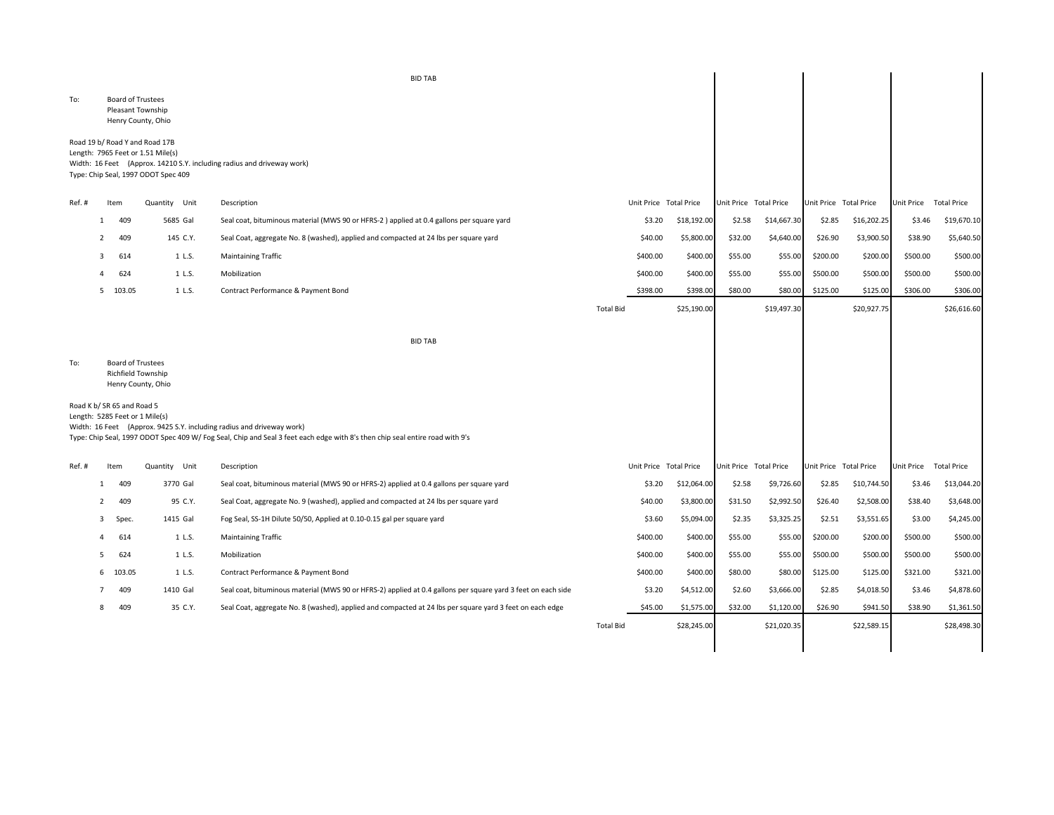## BID TAB

To: Board of Trustees
Pleasant Township
Henry County, Ohio

Road 19 b/ Road Y and Road 17B
Length: 7965 Feet or 1.51 Mile(s)
Width: 16 Feet (Approx. 14210 S.Y. including radius and driveway work)
Type: Chip Seal, 1997 ODOT Spec 409

| Ref. # | Item | Quantity | Unit | Description | | Unit Price | Total Price | Unit Price | Total Price | Unit Price | Total Price | Unit Price | Total Price |
|---|---|---|---|---|---|---|---|---|---|---|---|---|---|
| 1 | 409 | 5685 | Gal | Seal coat, bituminous material (MWS 90 or HFRS-2 ) applied at 0.4 gallons per square yard | | $3.20 | $18,192.00 | $2.58 | $14,667.30 | $2.85 | $16,202.25 | $3.46 | $19,670.10 |
| 2 | 409 | 145 | C.Y. | Seal Coat, aggregate No. 8 (washed), applied and compacted at 24 lbs per square yard | | $40.00 | $5,800.00 | $32.00 | $4,640.00 | $26.90 | $3,900.50 | $38.90 | $5,640.50 |
| 3 | 614 | 1 | L.S. | Maintaining Traffic | | $400.00 | $400.00 | $55.00 | $55.00 | $200.00 | $200.00 | $500.00 | $500.00 |
| 4 | 624 | 1 | L.S. | Mobilization | | $400.00 | $400.00 | $55.00 | $55.00 | $500.00 | $500.00 | $500.00 | $500.00 |
| 5 | 103.05 | 1 | L.S. | Contract Performance & Payment Bond | | $398.00 | $398.00 | $80.00 | $80.00 | $125.00 | $125.00 | $306.00 | $306.00 |
| | | | | | Total Bid | | $25,190.00 | | $19,497.30 | | $20,927.75 | | $26,616.60 |

## BID TAB

To: Board of Trustees
Richfield Township
Henry County, Ohio

Road K b/ SR 65 and Road 5
Length: 5285 Feet or 1 Mile(s)
Width: 16 Feet (Approx. 9425 S.Y. including radius and driveway work)
Type: Chip Seal, 1997 ODOT Spec 409 W/ Fog Seal, Chip and Seal 3 feet each edge with 8's then chip seal entire road with 9's

| Ref. # | Item | Quantity | Unit | Description | | Unit Price | Total Price | Unit Price | Total Price | Unit Price | Total Price | Unit Price | Total Price |
|---|---|---|---|---|---|---|---|---|---|---|---|---|---|
| 1 | 409 | 3770 | Gal | Seal coat, bituminous material (MWS 90 or HFRS-2) applied at 0.4 gallons per square yard | | $3.20 | $12,064.00 | $2.58 | $9,726.60 | $2.85 | $10,744.50 | $3.46 | $13,044.20 |
| 2 | 409 | 95 | C.Y. | Seal Coat, aggregate No. 9 (washed), applied and compacted at 24 lbs per square yard | | $40.00 | $3,800.00 | $31.50 | $2,992.50 | $26.40 | $2,508.00 | $38.40 | $3,648.00 |
| 3 | Spec. | 1415 | Gal | Fog Seal, SS-1H Dilute 50/50, Applied at 0.10-0.15 gal per square yard | | $3.60 | $5,094.00 | $2.35 | $3,325.25 | $2.51 | $3,551.65 | $3.00 | $4,245.00 |
| 4 | 614 | 1 | L.S. | Maintaining Traffic | | $400.00 | $400.00 | $55.00 | $55.00 | $200.00 | $200.00 | $500.00 | $500.00 |
| 5 | 624 | 1 | L.S. | Mobilization | | $400.00 | $400.00 | $55.00 | $55.00 | $500.00 | $500.00 | $500.00 | $500.00 |
| 6 | 103.05 | 1 | L.S. | Contract Performance & Payment Bond | | $400.00 | $400.00 | $80.00 | $80.00 | $125.00 | $125.00 | $321.00 | $321.00 |
| 7 | 409 | 1410 | Gal | Seal coat, bituminous material (MWS 90 or HFRS-2) applied at 0.4 gallons per square yard 3 feet on each side | | $3.20 | $4,512.00 | $2.60 | $3,666.00 | $2.85 | $4,018.50 | $3.46 | $4,878.60 |
| 8 | 409 | 35 | C.Y. | Seal Coat, aggregate No. 8 (washed), applied and compacted at 24 lbs per square yard 3 feet on each edge | | $45.00 | $1,575.00 | $32.00 | $1,120.00 | $26.90 | $941.50 | $38.90 | $1,361.50 |
| | | | | | Total Bid | | $28,245.00 | | $21,020.35 | | $22,589.15 | | $28,498.30 |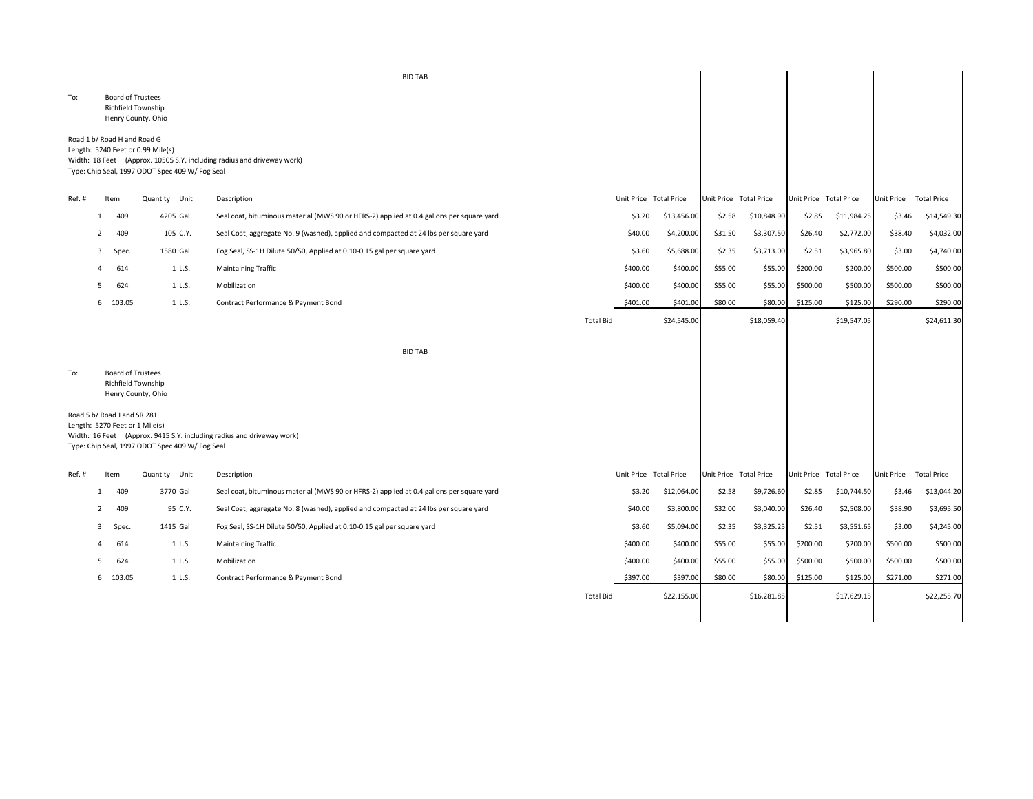BID TAB

To: Board of Trustees
Richfield Township
Henry County, Ohio

Road 1 b/ Road H and Road G
Length: 5240 Feet or 0.99 Mile(s)
Width: 18 Feet (Approx. 10505 S.Y. including radius and driveway work)
Type: Chip Seal, 1997 ODOT Spec 409 W/ Fog Seal

| Ref. # | Item | Quantity | Unit | Description | | Unit Price | Total Price | Unit Price | Total Price | Unit Price | Total Price | Unit Price | Total Price |
|---|---|---|---|---|---|---|---|---|---|---|---|---|---|
| 1 | 409 | 4205 | Gal | Seal coat, bituminous material (MWS 90 or HFRS-2) applied at 0.4 gallons per square yard | | $3.20 | $13,456.00 | $2.58 | $10,848.90 | $2.85 | $11,984.25 | $3.46 | $14,549.30 |
| 2 | 409 | 105 | C.Y. | Seal Coat, aggregate No. 9 (washed), applied and compacted at 24 lbs per square yard | | $40.00 | $4,200.00 | $31.50 | $3,307.50 | $26.40 | $2,772.00 | $38.40 | $4,032.00 |
| 3 | Spec. | 1580 | Gal | Fog Seal, SS-1H Dilute 50/50, Applied at 0.10-0.15 gal per square yard | | $3.60 | $5,688.00 | $2.35 | $3,713.00 | $2.51 | $3,965.80 | $3.00 | $4,740.00 |
| 4 | 614 | 1 | L.S. | Maintaining Traffic | | $400.00 | $400.00 | $55.00 | $55.00 | $200.00 | $200.00 | $500.00 | $500.00 |
| 5 | 624 | 1 | L.S. | Mobilization | | $400.00 | $400.00 | $55.00 | $55.00 | $500.00 | $500.00 | $500.00 | $500.00 |
| 6 | 103.05 | 1 | L.S. | Contract Performance & Payment Bond | | $401.00 | $401.00 | $80.00 | $80.00 | $125.00 | $125.00 | $290.00 | $290.00 |
| | | | | | Total Bid | | $24,545.00 | | $18,059.40 | | $19,547.05 | | $24,611.30 |

BID TAB

To: Board of Trustees
Richfield Township
Henry County, Ohio

Road 5 b/ Road J and SR 281
Length: 5270 Feet or 1 Mile(s)
Width: 16 Feet (Approx. 9415 S.Y. including radius and driveway work)
Type: Chip Seal, 1997 ODOT Spec 409 W/ Fog Seal

| Ref. # | Item | Quantity | Unit | Description | | Unit Price | Total Price | Unit Price | Total Price | Unit Price | Total Price | Unit Price | Total Price |
|---|---|---|---|---|---|---|---|---|---|---|---|---|---|
| 1 | 409 | 3770 | Gal | Seal coat, bituminous material (MWS 90 or HFRS-2) applied at 0.4 gallons per square yard | | $3.20 | $12,064.00 | $2.58 | $9,726.60 | $2.85 | $10,744.50 | $3.46 | $13,044.20 |
| 2 | 409 | 95 | C.Y. | Seal Coat, aggregate No. 8 (washed), applied and compacted at 24 lbs per square yard | | $40.00 | $3,800.00 | $32.00 | $3,040.00 | $26.40 | $2,508.00 | $38.90 | $3,695.50 |
| 3 | Spec. | 1415 | Gal | Fog Seal, SS-1H Dilute 50/50, Applied at 0.10-0.15 gal per square yard | | $3.60 | $5,094.00 | $2.35 | $3,325.25 | $2.51 | $3,551.65 | $3.00 | $4,245.00 |
| 4 | 614 | 1 | L.S. | Maintaining Traffic | | $400.00 | $400.00 | $55.00 | $55.00 | $200.00 | $200.00 | $500.00 | $500.00 |
| 5 | 624 | 1 | L.S. | Mobilization | | $400.00 | $400.00 | $55.00 | $55.00 | $500.00 | $500.00 | $500.00 | $500.00 |
| 6 | 103.05 | 1 | L.S. | Contract Performance & Payment Bond | | $397.00 | $397.00 | $80.00 | $80.00 | $125.00 | $125.00 | $271.00 | $271.00 |
| | | | | | Total Bid | | $22,155.00 | | $16,281.85 | | $17,629.15 | | $22,255.70 |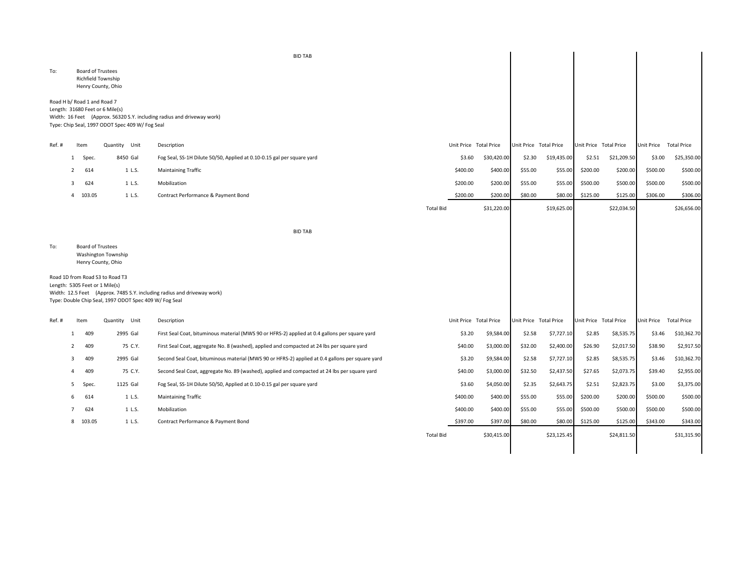BID TAB

To: Board of Trustees
Richfield Township
Henry County, Ohio

Road H b/ Road 1 and Road 7
Length: 31680 Feet or 6 Mile(s)
Width: 16 Feet (Approx. 56320 S.Y. including radius and driveway work)
Type: Chip Seal, 1997 ODOT Spec 409 W/ Fog Seal

| Ref. # | Item | Quantity | Unit | Description | | Unit Price | Total Price | Unit Price | Total Price | Unit Price | Total Price | Unit Price | Total Price |
|---|---|---|---|---|---|---|---|---|---|---|---|---|---|
| 1 | Spec. | 8450 | Gal | Fog Seal, SS-1H Dilute 50/50, Applied at 0.10-0.15 gal per square yard | | $3.60 | $30,420.00 | $2.30 | $19,435.00 | $2.51 | $21,209.50 | $3.00 | $25,350.00 |
| 2 | 614 | 1 | L.S. | Maintaining Traffic | | $400.00 | $400.00 | $55.00 | $55.00 | $200.00 | $200.00 | $500.00 | $500.00 |
| 3 | 624 | 1 | L.S. | Mobilization | | $200.00 | $200.00 | $55.00 | $55.00 | $500.00 | $500.00 | $500.00 | $500.00 |
| 4 | 103.05 | 1 | L.S. | Contract Performance & Payment Bond | | $200.00 | $200.00 | $80.00 | $80.00 | $125.00 | $125.00 | $306.00 | $306.00 |
| | | | | | Total Bid | | $31,220.00 | | $19,625.00 | | $22,034.50 | | $26,656.00 |

BID TAB

To: Board of Trustees
Washington Township
Henry County, Ohio

Road 1D from Road S3 to Road T3
Length: 5305 Feet or 1 Mile(s)
Width: 12.5 Feet (Approx. 7485 S.Y. including radius and driveway work)
Type: Double Chip Seal, 1997 ODOT Spec 409 W/ Fog Seal

| Ref. # | Item | Quantity | Unit | Description | | Unit Price | Total Price | Unit Price | Total Price | Unit Price | Total Price | Unit Price | Total Price |
|---|---|---|---|---|---|---|---|---|---|---|---|---|---|
| 1 | 409 | 2995 | Gal | First Seal Coat, bituminous material (MWS 90 or HFRS-2) applied at 0.4 gallons per square yard | | $3.20 | $9,584.00 | $2.58 | $7,727.10 | $2.85 | $8,535.75 | $3.46 | $10,362.70 |
| 2 | 409 | 75 | C.Y. | First Seal Coat, aggregate No. 8 (washed), applied and compacted at 24 lbs per square yard | | $40.00 | $3,000.00 | $32.00 | $2,400.00 | $26.90 | $2,017.50 | $38.90 | $2,917.50 |
| 3 | 409 | 2995 | Gal | Second Seal Coat, bituminous material (MWS 90 or HFRS-2) applied at 0.4 gallons per square yard | | $3.20 | $9,584.00 | $2.58 | $7,727.10 | $2.85 | $8,535.75 | $3.46 | $10,362.70 |
| 4 | 409 | 75 | C.Y. | Second Seal Coat, aggregate No. 89 (washed), applied and compacted at 24 lbs per square yard | | $40.00 | $3,000.00 | $32.50 | $2,437.50 | $27.65 | $2,073.75 | $39.40 | $2,955.00 |
| 5 | Spec. | 1125 | Gal | Fog Seal, SS-1H Dilute 50/50, Applied at 0.10-0.15 gal per square yard | | $3.60 | $4,050.00 | $2.35 | $2,643.75 | $2.51 | $2,823.75 | $3.00 | $3,375.00 |
| 6 | 614 | 1 | L.S. | Maintaining Traffic | | $400.00 | $400.00 | $55.00 | $55.00 | $200.00 | $200.00 | $500.00 | $500.00 |
| 7 | 624 | 1 | L.S. | Mobilization | | $400.00 | $400.00 | $55.00 | $55.00 | $500.00 | $500.00 | $500.00 | $500.00 |
| 8 | 103.05 | 1 | L.S. | Contract Performance & Payment Bond | | $397.00 | $397.00 | $80.00 | $80.00 | $125.00 | $125.00 | $343.00 | $343.00 |
| | | | | | Total Bid | | $30,415.00 | | $23,125.45 | | $24,811.50 | | $31,315.90 |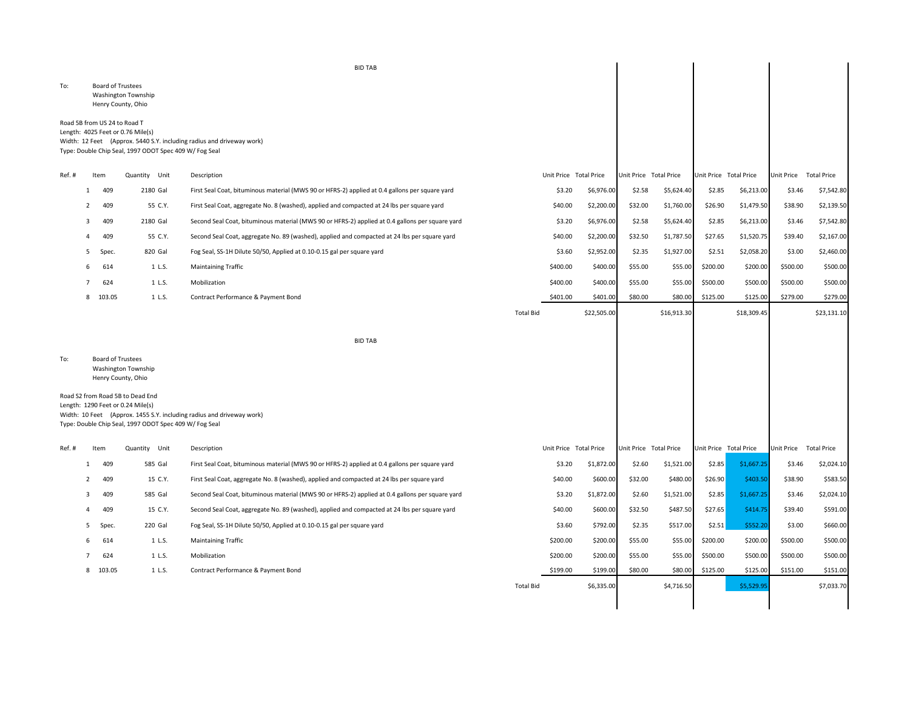BID TAB

To: Board of Trustees
Washington Township
Henry County, Ohio

Road 5B from US 24 to Road T
Length: 4025 Feet or 0.76 Mile(s)
Width: 12 Feet (Approx. 5440 S.Y. including radius and driveway work)
Type: Double Chip Seal, 1997 ODOT Spec 409 W/ Fog Seal

| Ref. # | Item | Quantity | Unit | Description | | Unit Price | Total Price | Unit Price | Total Price | Unit Price | Total Price | Unit Price | Total Price |
|---|---|---|---|---|---|---|---|---|---|---|---|---|---|
| 1 | 409 | 2180 | Gal | First Seal Coat, bituminous material (MWS 90 or HFRS-2) applied at 0.4 gallons per square yard | | $3.20 | $6,976.00 | $2.58 | $5,624.40 | $2.85 | $6,213.00 | $3.46 | $7,542.80 |
| 2 | 409 | 55 | C.Y. | First Seal Coat, aggregate No. 8 (washed), applied and compacted at 24 lbs per square yard | | $40.00 | $2,200.00 | $32.00 | $1,760.00 | $26.90 | $1,479.50 | $38.90 | $2,139.50 |
| 3 | 409 | 2180 | Gal | Second Seal Coat, bituminous material (MWS 90 or HFRS-2) applied at 0.4 gallons per square yard | | $3.20 | $6,976.00 | $2.58 | $5,624.40 | $2.85 | $6,213.00 | $3.46 | $7,542.80 |
| 4 | 409 | 55 | C.Y. | Second Seal Coat, aggregate No. 89 (washed), applied and compacted at 24 lbs per square yard | | $40.00 | $2,200.00 | $32.50 | $1,787.50 | $27.65 | $1,520.75 | $39.40 | $2,167.00 |
| 5 | Spec. | 820 | Gal | Fog Seal, SS-1H Dilute 50/50, Applied at 0.10-0.15 gal per square yard | | $3.60 | $2,952.00 | $2.35 | $1,927.00 | $2.51 | $2,058.20 | $3.00 | $2,460.00 |
| 6 | 614 | 1 | L.S. | Maintaining Traffic | | $400.00 | $400.00 | $55.00 | $55.00 | $200.00 | $200.00 | $500.00 | $500.00 |
| 7 | 624 | 1 | L.S. | Mobilization | | $400.00 | $400.00 | $55.00 | $55.00 | $500.00 | $500.00 | $500.00 | $500.00 |
| 8 | 103.05 | 1 | L.S. | Contract Performance & Payment Bond | | $401.00 | $401.00 | $80.00 | $80.00 | $125.00 | $125.00 | $279.00 | $279.00 |
| | | | | | Total Bid | | $22,505.00 | | $16,913.30 | | $18,309.45 | | $23,131.10 |

BID TAB

To: Board of Trustees
Washington Township
Henry County, Ohio

Road S2 from Road 5B to Dead End
Length: 1290 Feet or 0.24 Mile(s)
Width: 10 Feet (Approx. 1455 S.Y. including radius and driveway work)
Type: Double Chip Seal, 1997 ODOT Spec 409 W/ Fog Seal

| Ref. # | Item | Quantity | Unit | Description | | Unit Price | Total Price | Unit Price | Total Price | Unit Price | Total Price | Unit Price | Total Price |
|---|---|---|---|---|---|---|---|---|---|---|---|---|---|
| 1 | 409 | 585 | Gal | First Seal Coat, bituminous material (MWS 90 or HFRS-2) applied at 0.4 gallons per square yard | | $3.20 | $1,872.00 | $2.60 | $1,521.00 | $2.85 | $1,667.25 | $3.46 | $2,024.10 |
| 2 | 409 | 15 | C.Y. | First Seal Coat, aggregate No. 8 (washed), applied and compacted at 24 lbs per square yard | | $40.00 | $600.00 | $32.00 | $480.00 | $26.90 | $403.50 | $38.90 | $583.50 |
| 3 | 409 | 585 | Gal | Second Seal Coat, bituminous material (MWS 90 or HFRS-2) applied at 0.4 gallons per square yard | | $3.20 | $1,872.00 | $2.60 | $1,521.00 | $2.85 | $1,667.25 | $3.46 | $2,024.10 |
| 4 | 409 | 15 | C.Y. | Second Seal Coat, aggregate No. 89 (washed), applied and compacted at 24 lbs per square yard | | $40.00 | $600.00 | $32.50 | $487.50 | $27.65 | $414.75 | $39.40 | $591.00 |
| 5 | Spec. | 220 | Gal | Fog Seal, SS-1H Dilute 50/50, Applied at 0.10-0.15 gal per square yard | | $3.60 | $792.00 | $2.35 | $517.00 | $2.51 | $552.20 | $3.00 | $660.00 |
| 6 | 614 | 1 | L.S. | Maintaining Traffic | | $200.00 | $200.00 | $55.00 | $55.00 | $200.00 | $200.00 | $500.00 | $500.00 |
| 7 | 624 | 1 | L.S. | Mobilization | | $200.00 | $200.00 | $55.00 | $55.00 | $500.00 | $500.00 | $500.00 | $500.00 |
| 8 | 103.05 | 1 | L.S. | Contract Performance & Payment Bond | | $199.00 | $199.00 | $80.00 | $80.00 | $125.00 | $125.00 | $151.00 | $151.00 |
| | | | | | Total Bid | | $6,335.00 | | $4,716.50 | | $5,529.95 | | $7,033.70 |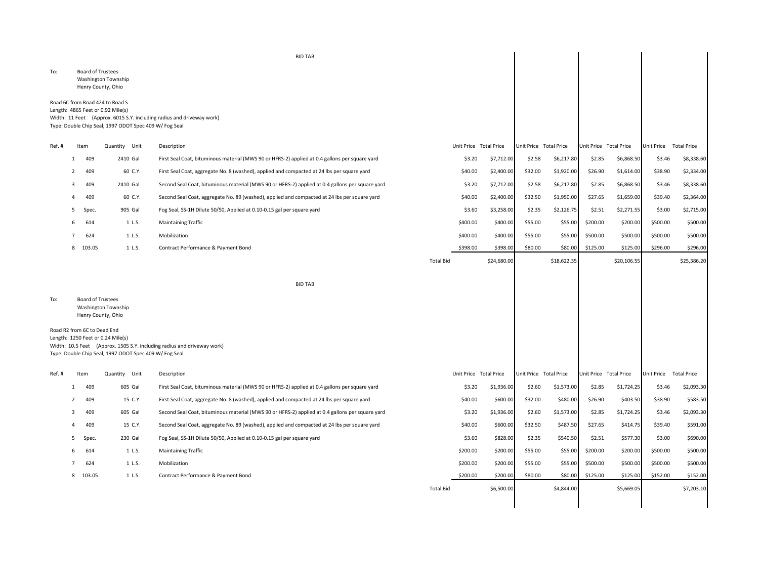BID TAB

To: Board of Trustees
Washington Township
Henry County, Ohio

Road 6C from Road 424 to Road S
Length: 4865 Feet or 0.92 Mile(s)
Width: 11 Feet (Approx. 6015 S.Y. including radius and driveway work)
Type: Double Chip Seal, 1997 ODOT Spec 409 W/ Fog Seal

| Ref. # | Item | Quantity | Unit | Description | | Unit Price | Total Price | Unit Price | Total Price | Unit Price | Total Price | Unit Price | Total Price |
|---|---|---|---|---|---|---|---|---|---|---|---|---|---|
| 1 | 409 | 2410 | Gal | First Seal Coat, bituminous material (MWS 90 or HFRS-2) applied at 0.4 gallons per square yard | | $3.20 | $7,712.00 | $2.58 | $6,217.80 | $2.85 | $6,868.50 | $3.46 | $8,338.60 |
| 2 | 409 | 60 | C.Y. | First Seal Coat, aggregate No. 8 (washed), applied and compacted at 24 lbs per square yard | | $40.00 | $2,400.00 | $32.00 | $1,920.00 | $26.90 | $1,614.00 | $38.90 | $2,334.00 |
| 3 | 409 | 2410 | Gal | Second Seal Coat, bituminous material (MWS 90 or HFRS-2) applied at 0.4 gallons per square yard | | $3.20 | $7,712.00 | $2.58 | $6,217.80 | $2.85 | $6,868.50 | $3.46 | $8,338.60 |
| 4 | 409 | 60 | C.Y. | Second Seal Coat, aggregate No. 89 (washed), applied and compacted at 24 lbs per square yard | | $40.00 | $2,400.00 | $32.50 | $1,950.00 | $27.65 | $1,659.00 | $39.40 | $2,364.00 |
| 5 | Spec. | 905 | Gal | Fog Seal, SS-1H Dilute 50/50, Applied at 0.10-0.15 gal per square yard | | $3.60 | $3,258.00 | $2.35 | $2,126.75 | $2.51 | $2,271.55 | $3.00 | $2,715.00 |
| 6 | 614 | 1 | L.S. | Maintaining Traffic | | $400.00 | $400.00 | $55.00 | $55.00 | $200.00 | $200.00 | $500.00 | $500.00 |
| 7 | 624 | 1 | L.S. | Mobilization | | $400.00 | $400.00 | $55.00 | $55.00 | $500.00 | $500.00 | $500.00 | $500.00 |
| 8 | 103.05 | 1 | L.S. | Contract Performance & Payment Bond | | $398.00 | $398.00 | $80.00 | $80.00 | $125.00 | $125.00 | $296.00 | $296.00 |
| | | | | | Total Bid | | $24,680.00 | | $18,622.35 | | $20,106.55 | | $25,386.20 |

BID TAB

To: Board of Trustees
Washington Township
Henry County, Ohio

Road R2 from 6C to Dead End
Length: 1250 Feet or 0.24 Mile(s)
Width: 10.5 Feet (Approx. 1505 S.Y. including radius and driveway work)
Type: Double Chip Seal, 1997 ODOT Spec 409 W/ Fog Seal

| Ref. # | Item | Quantity | Unit | Description | | Unit Price | Total Price | Unit Price | Total Price | Unit Price | Total Price | Unit Price | Total Price |
|---|---|---|---|---|---|---|---|---|---|---|---|---|---|
| 1 | 409 | 605 | Gal | First Seal Coat, bituminous material (MWS 90 or HFRS-2) applied at 0.4 gallons per square yard | | $3.20 | $1,936.00 | $2.60 | $1,573.00 | $2.85 | $1,724.25 | $3.46 | $2,093.30 |
| 2 | 409 | 15 | C.Y. | First Seal Coat, aggregate No. 8 (washed), applied and compacted at 24 lbs per square yard | | $40.00 | $600.00 | $32.00 | $480.00 | $26.90 | $403.50 | $38.90 | $583.50 |
| 3 | 409 | 605 | Gal | Second Seal Coat, bituminous material (MWS 90 or HFRS-2) applied at 0.4 gallons per square yard | | $3.20 | $1,936.00 | $2.60 | $1,573.00 | $2.85 | $1,724.25 | $3.46 | $2,093.30 |
| 4 | 409 | 15 | C.Y. | Second Seal Coat, aggregate No. 89 (washed), applied and compacted at 24 lbs per square yard | | $40.00 | $600.00 | $32.50 | $487.50 | $27.65 | $414.75 | $39.40 | $591.00 |
| 5 | Spec. | 230 | Gal | Fog Seal, SS-1H Dilute 50/50, Applied at 0.10-0.15 gal per square yard | | $3.60 | $828.00 | $2.35 | $540.50 | $2.51 | $577.30 | $3.00 | $690.00 |
| 6 | 614 | 1 | L.S. | Maintaining Traffic | | $200.00 | $200.00 | $55.00 | $55.00 | $200.00 | $200.00 | $500.00 | $500.00 |
| 7 | 624 | 1 | L.S. | Mobilization | | $200.00 | $200.00 | $55.00 | $55.00 | $500.00 | $500.00 | $500.00 | $500.00 |
| 8 | 103.05 | 1 | L.S. | Contract Performance & Payment Bond | | $200.00 | $200.00 | $80.00 | $80.00 | $125.00 | $125.00 | $152.00 | $152.00 |
| | | | | | Total Bid | | $6,500.00 | | $4,844.00 | | $5,669.05 | | $7,203.10 |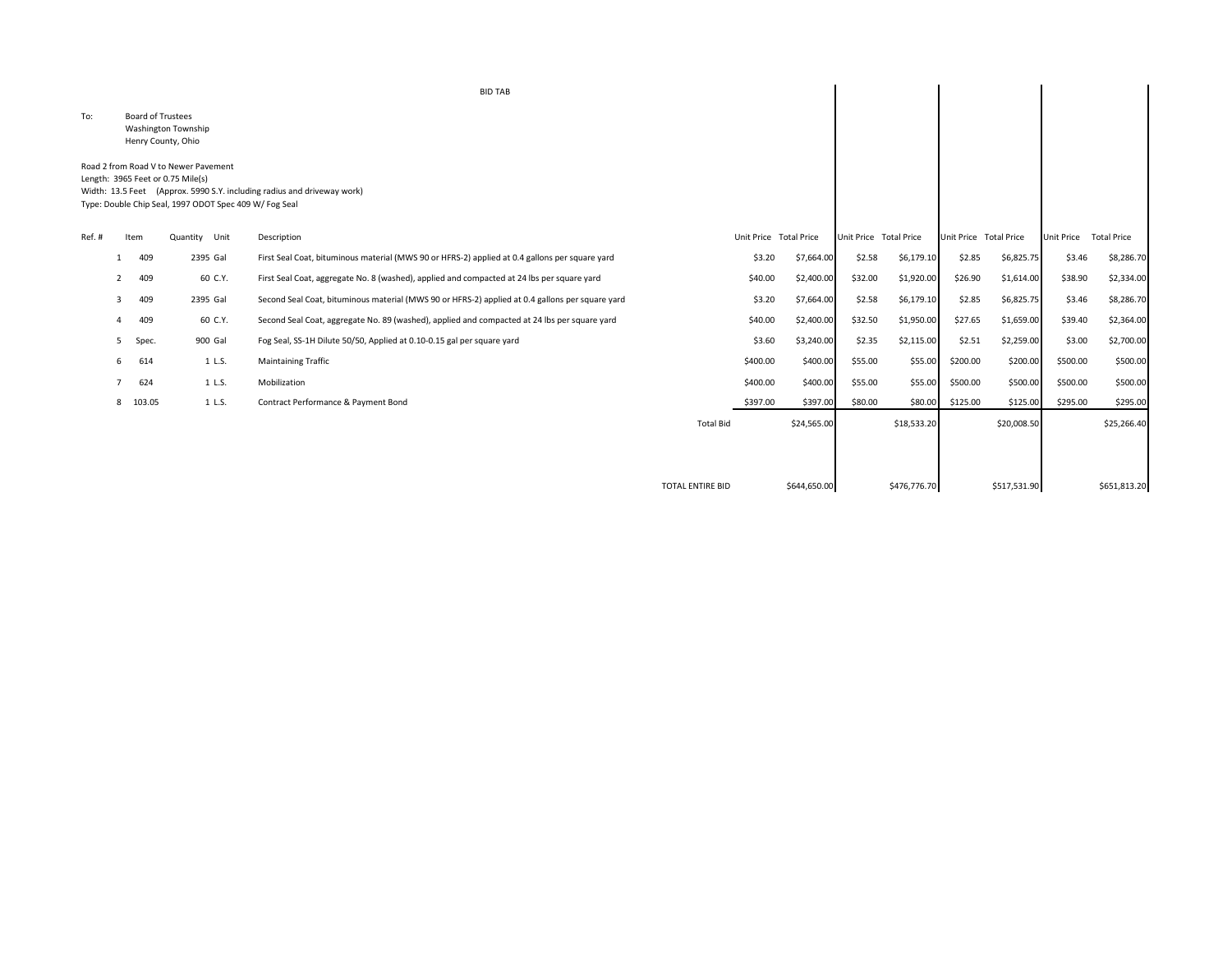BID TAB

To: Board of Trustees
Washington Township
Henry County, Ohio

Road 2 from Road V to Newer Pavement
Length: 3965 Feet or 0.75 Mile(s)
Width: 13.5 Feet (Approx. 5990 S.Y. including radius and driveway work)
Type: Double Chip Seal, 1997 ODOT Spec 409 W/ Fog Seal

| Ref. # | Item | Quantity | Unit | Description | Unit Price | Total Price | Unit Price | Total Price | Unit Price | Total Price | Unit Price | Total Price |
|---|---|---|---|---|---|---|---|---|---|---|---|---|
| 1 | 409 | 2395 | Gal | First Seal Coat, bituminous material (MWS 90 or HFRS-2) applied at 0.4 gallons per square yard | $3.20 | $7,664.00 | $2.58 | $6,179.10 | $2.85 | $6,825.75 | $3.46 | $8,286.70 |
| 2 | 409 | 60 | C.Y. | First Seal Coat, aggregate No. 8 (washed), applied and compacted at 24 lbs per square yard | $40.00 | $2,400.00 | $32.00 | $1,920.00 | $26.90 | $1,614.00 | $38.90 | $2,334.00 |
| 3 | 409 | 2395 | Gal | Second Seal Coat, bituminous material (MWS 90 or HFRS-2) applied at 0.4 gallons per square yard | $3.20 | $7,664.00 | $2.58 | $6,179.10 | $2.85 | $6,825.75 | $3.46 | $8,286.70 |
| 4 | 409 | 60 | C.Y. | Second Seal Coat, aggregate No. 89 (washed), applied and compacted at 24 lbs per square yard | $40.00 | $2,400.00 | $32.50 | $1,950.00 | $27.65 | $1,659.00 | $39.40 | $2,364.00 |
| 5 | Spec. | 900 | Gal | Fog Seal, SS-1H Dilute 50/50, Applied at 0.10-0.15 gal per square yard | $3.60 | $3,240.00 | $2.35 | $2,115.00 | $2.51 | $2,259.00 | $3.00 | $2,700.00 |
| 6 | 614 | 1 | L.S. | Maintaining Traffic | $400.00 | $400.00 | $55.00 | $55.00 | $200.00 | $200.00 | $500.00 | $500.00 |
| 7 | 624 | 1 | L.S. | Mobilization | $400.00 | $400.00 | $55.00 | $55.00 | $500.00 | $500.00 | $500.00 | $500.00 |
| 8 | 103.05 | 1 | L.S. | Contract Performance & Payment Bond | $397.00 | $397.00 | $80.00 | $80.00 | $125.00 | $125.00 | $295.00 | $295.00 |
| | | | | Total Bid | | $24,565.00 | | $18,533.20 | | $20,008.50 | | $25,266.40 |
| | | | | TOTAL ENTIRE BID | | $644,650.00 | | $476,776.70 | | $517,531.90 | | $651,813.20 |